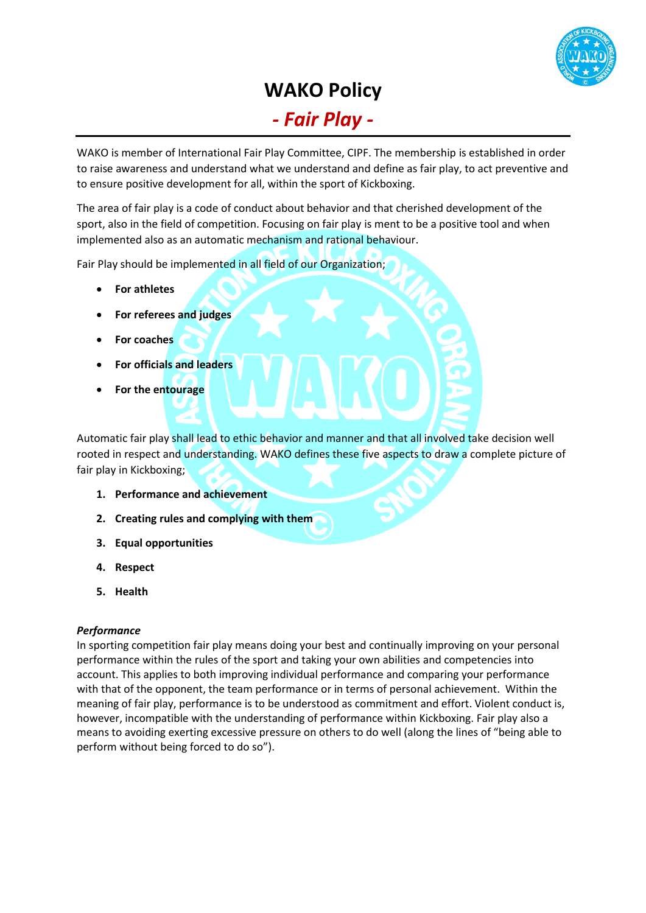# WAKO Policy

## *- Fair Play -*

WAKO is member of International Fair Play Committee, CIPF. The membership is established in order to raise awareness and understand what we understand and define as fair play, to act preventive and to ensure positive development for all, within the sport of Kickboxing.

The area of fair play is a code of conduct about behavior and that cherished development of the sport, also in the field of competition. Focusing on fair play is ment to be a positive tool and when implemented also as an automatic mechanism and rational behaviour.

Fair Play should be implemented in all field of our Organization;

- **For athletes**
- **For referees and judges**
- **For coaches**
- **For officials and leaders**
- **For the entourage**

Automatic fair play shall lead to ethic behavior and manner and that all involved take decision well rooted in respect and understanding. WAKO defines these five aspects to draw a complete picture of fair play in Kickboxing;

1. **Performance and achievement**
2. **Creating rules and complying with them**
3. **Equal opportunities**
4. **Respect**
5. **Health**

***Performance***

In sporting competition fair play means doing your best and continually improving on your personal performance within the rules of the sport and taking your own abilities and competencies into account. This applies to both improving individual performance and comparing your performance with that of the opponent, the team performance or in terms of personal achievement. Within the meaning of fair play, performance is to be understood as commitment and effort. Violent conduct is, however, incompatible with the understanding of performance within Kickboxing. Fair play also a means to avoiding exerting excessive pressure on others to do well (along the lines of "being able to perform without being forced to do so").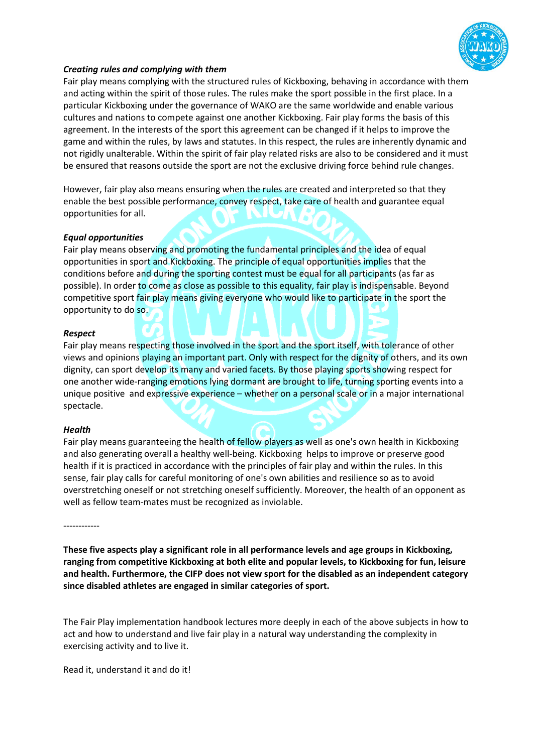***Creating rules and complying with them***

Fair play means complying with the structured rules of Kickboxing, behaving in accordance with them and acting within the spirit of those rules. The rules make the sport possible in the first place. In a particular Kickboxing under the governance of WAKO are the same worldwide and enable various cultures and nations to compete against one another Kickboxing. Fair play forms the basis of this agreement. In the interests of the sport this agreement can be changed if it helps to improve the game and within the rules, by laws and statutes. In this respect, the rules are inherently dynamic and not rigidly unalterable. Within the spirit of fair play related risks are also to be considered and it must be ensured that reasons outside the sport are not the exclusive driving force behind rule changes.

However, fair play also means ensuring when the rules are created and interpreted so that they enable the best possible performance, convey respect, take care of health and guarantee equal opportunities for all.

***Equal opportunities***

Fair play means observing and promoting the fundamental principles and the idea of equal opportunities in sport and Kickboxing. The principle of equal opportunities implies that the conditions before and during the sporting contest must be equal for all participants (as far as possible). In order to come as close as possible to this equality, fair play is indispensable. Beyond competitive sport fair play means giving everyone who would like to participate in the sport the opportunity to do so.

***Respect***

Fair play means respecting those involved in the sport and the sport itself, with tolerance of other views and opinions playing an important part. Only with respect for the dignity of others, and its own dignity, can sport develop its many and varied facets. By those playing sports showing respect for one another wide-ranging emotions lying dormant are brought to life, turning sporting events into a unique positive and expressive experience – whether on a personal scale or in a major international spectacle.

***Health***

Fair play means guaranteeing the health of fellow players as well as one's own health in Kickboxing and also generating overall a healthy well-being. Kickboxing helps to improve or preserve good health if it is practiced in accordance with the principles of fair play and within the rules. In this sense, fair play calls for careful monitoring of one's own abilities and resilience so as to avoid overstretching oneself or not stretching oneself sufficiently. Moreover, the health of an opponent as well as fellow team-mates must be recognized as inviolable.

------------

**These five aspects play a significant role in all performance levels and age groups in Kickboxing, ranging from competitive Kickboxing at both elite and popular levels, to Kickboxing for fun, leisure and health. Furthermore, the CIFP does not view sport for the disabled as an independent category since disabled athletes are engaged in similar categories of sport.**

The Fair Play implementation handbook lectures more deeply in each of the above subjects in how to act and how to understand and live fair play in a natural way understanding the complexity in exercising activity and to live it.

Read it, understand it and do it!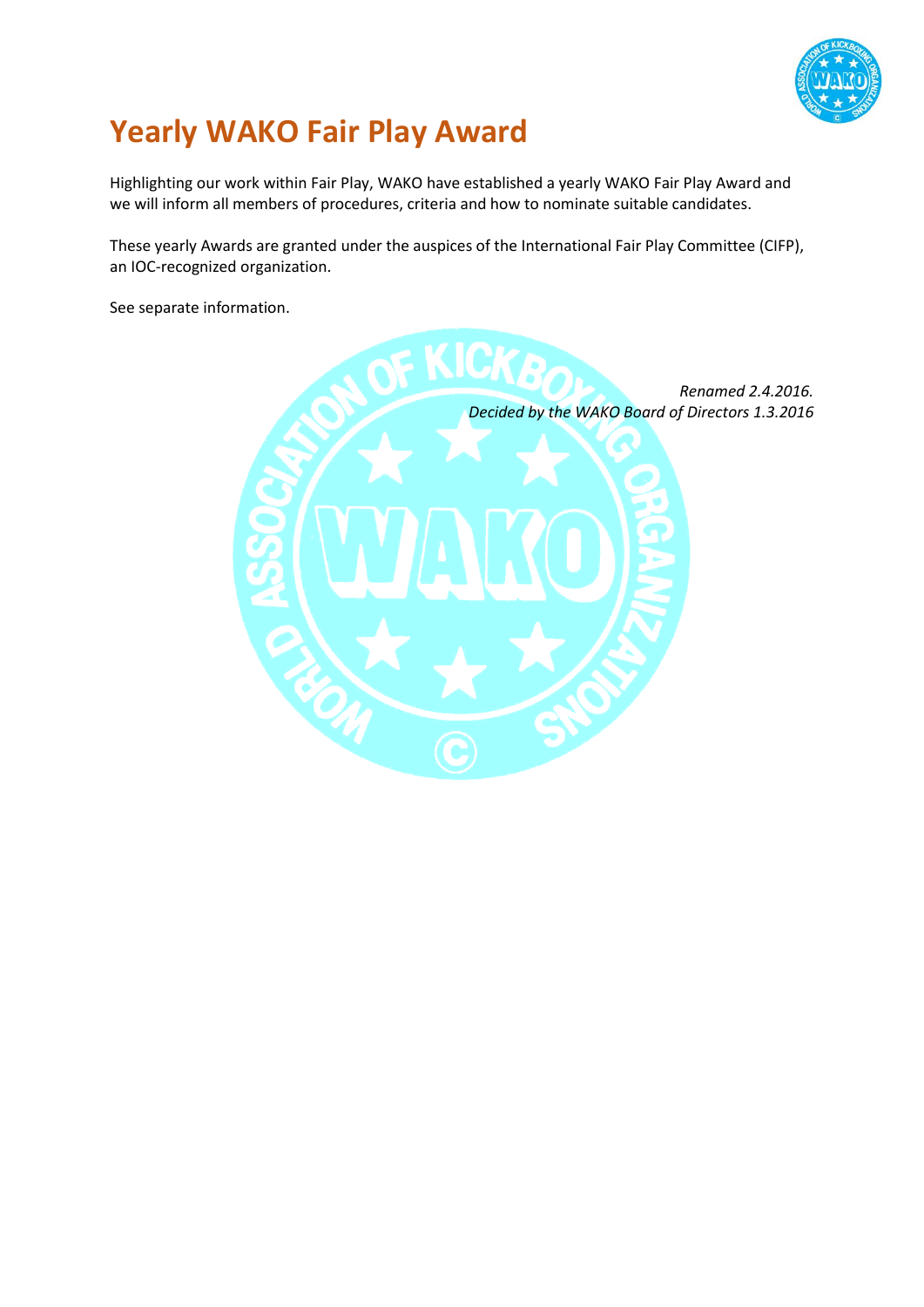# Yearly WAKO Fair Play Award

Highlighting our work within Fair Play, WAKO have established a yearly WAKO Fair Play Award and we will inform all members of procedures, criteria and how to nominate suitable candidates.

These yearly Awards are granted under the auspices of the International Fair Play Committee (CIFP), an IOC-recognized organization.

See separate information.

*Renamed 2.4.2016.*
*Decided by the WAKO Board of Directors 1.3.2016*